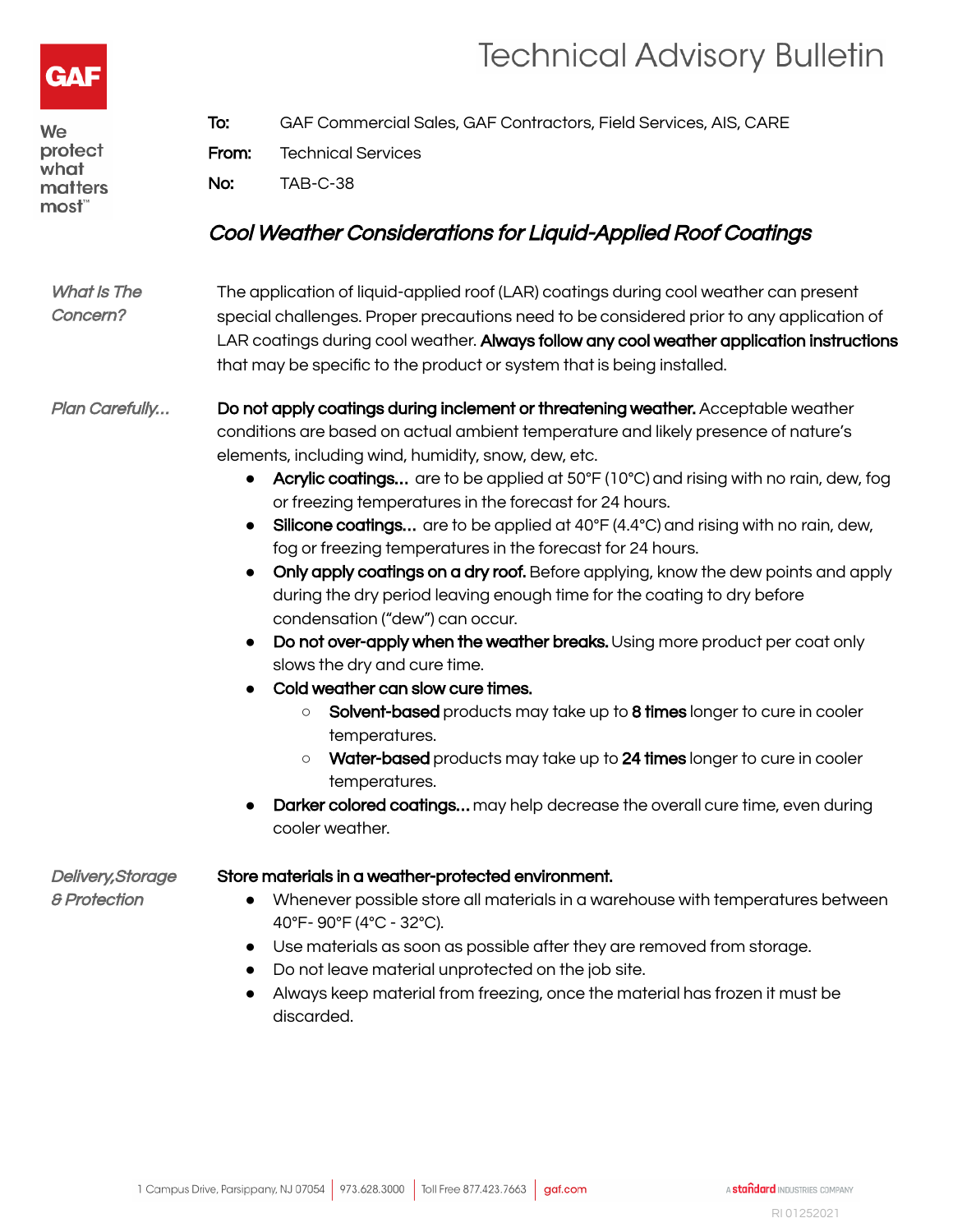GAF

We protect what matters most™

# Technical Advisory Bulletin

**To:** GAF Commercial Sales, GAF Contractors, Field Services, AIS, CARE

**From:** Technical Services

**No:** TAB-C-38

## *Cool Weather Considerations for Liquid-Applied Roof Coatings*

*What Is The Concern?*

The application of liquid-applied roof (LAR) coatings during cool weather can present special challenges. Proper precautions need to be considered prior to any application of LAR coatings during cool weather. **Always follow any cool weather application instructions** that may be specific to the product or system that is being installed.

*Plan Carefully...*

**Do not apply coatings during inclement or threatening weather.** Acceptable weather conditions are based on actual ambient temperature and likely presence of nature's elements, including wind, humidity, snow, dew, etc.

- **Acrylic coatings...** are to be applied at 50°F (10°C) and rising with no rain, dew, fog or freezing temperatures in the forecast for 24 hours.
- **Silicone coatings...** are to be applied at 40°F (4.4°C) and rising with no rain, dew, fog or freezing temperatures in the forecast for 24 hours.
- **Only apply coatings on a dry roof.** Before applying, know the dew points and apply during the dry period leaving enough time for the coating to dry before condensation ("dew") can occur.
- **Do not over-apply when the weather breaks.** Using more product per coat only slows the dry and cure time.
- **Cold weather can slow cure times.**
  - **Solvent-based** products may take up to **8 times** longer to cure in cooler temperatures.
  - **Water-based** products may take up to **24 times** longer to cure in cooler temperatures.
- **Darker colored coatings...** may help decrease the overall cure time, even during cooler weather.

*Delivery, Storage & Protection*

**Store materials in a weather-protected environment.**

- Whenever possible store all materials in a warehouse with temperatures between 40°F- 90°F (4°C - 32°C).
- Use materials as soon as possible after they are removed from storage.
- Do not leave material unprotected on the job site.
- Always keep material from freezing, once the material has frozen it must be discarded.

1 Campus Drive, Parsippany, NJ 07054 | 973.628.3000 | Toll Free 877.423.7663 | gaf.com

A standard INDUSTRIES COMPANY

RI 01252021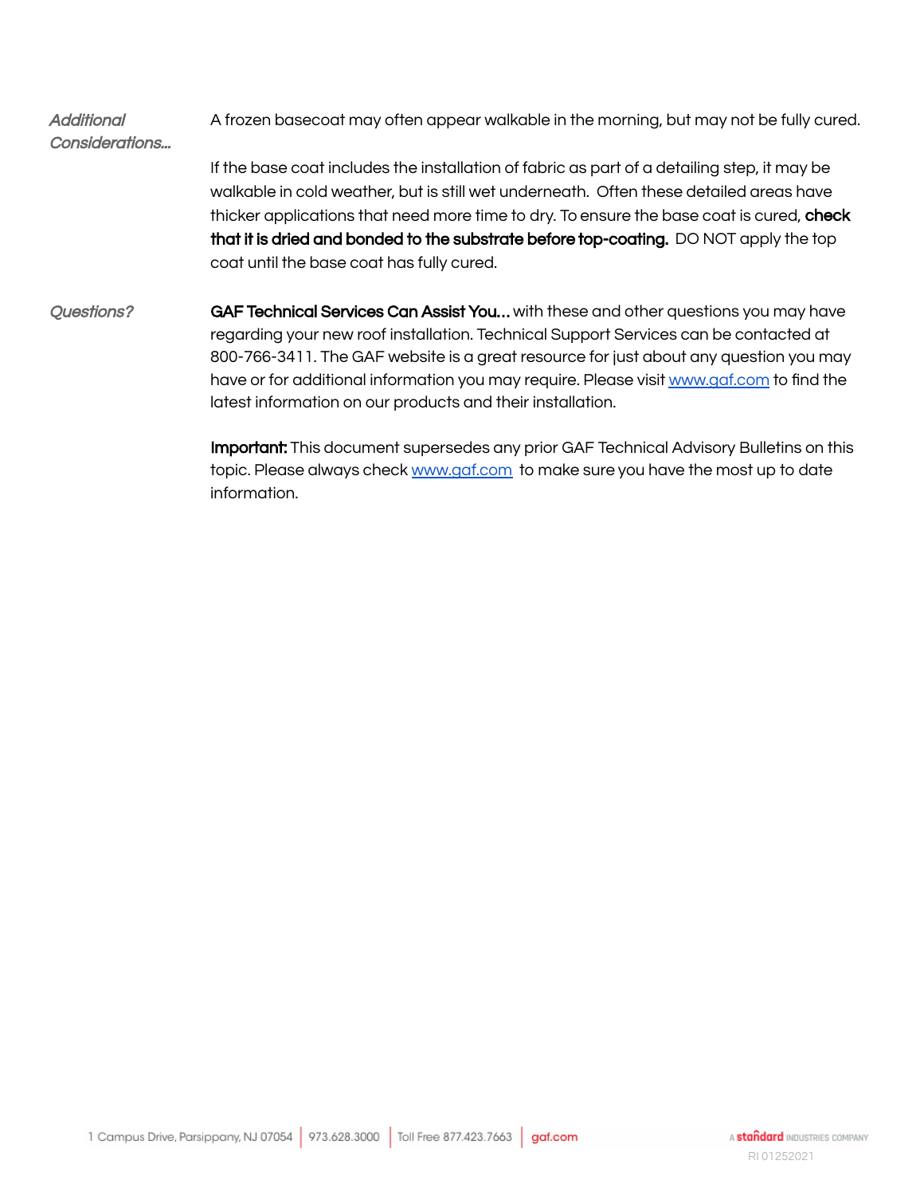*Additional Considerations...*

A frozen basecoat may often appear walkable in the morning, but may not be fully cured.

If the base coat includes the installation of fabric as part of a detailing step, it may be walkable in cold weather, but is still wet underneath. Often these detailed areas have thicker applications that need more time to dry. To ensure the base coat is cured, **check that it is dried and bonded to the substrate before top-coating.** DO NOT apply the top coat until the base coat has fully cured.

*Questions?*

**GAF Technical Services Can Assist You...** with these and other questions you may have regarding your new roof installation. Technical Support Services can be contacted at 800-766-3411. The GAF website is a great resource for just about any question you may have or for additional information you may require. Please visit www.gaf.com to find the latest information on our products and their installation.

**Important:** This document supersedes any prior GAF Technical Advisory Bulletins on this topic. Please always check www.gaf.com to make sure you have the most up to date information.

1 Campus Drive, Parsippany, NJ 07054 | 973.628.3000 | Toll Free 877.423.7663 | gaf.com

A Standard Industries Company

RI 01252021